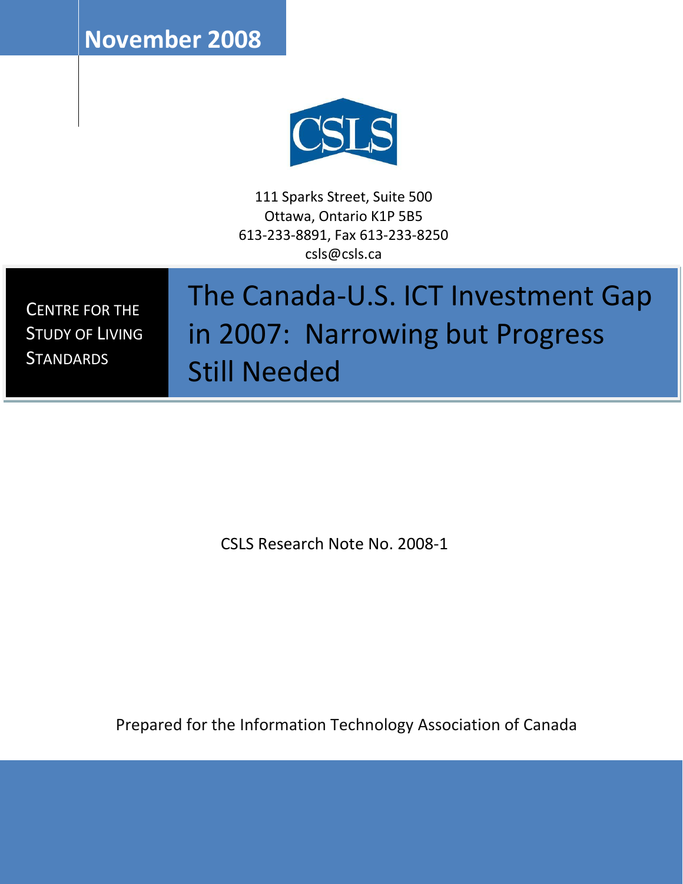November 2008

CSLS

111 Sparks Street, Suite 500
Ottawa, Ontario K1P 5B5
613-233-8891, Fax 613-233-8250
csls@csls.ca

CENTRE FOR THE STUDY OF LIVING STANDARDS

# The Canada-U.S. ICT Investment Gap in 2007: Narrowing but Progress Still Needed

CSLS Research Note No. 2008-1

Prepared for the Information Technology Association of Canada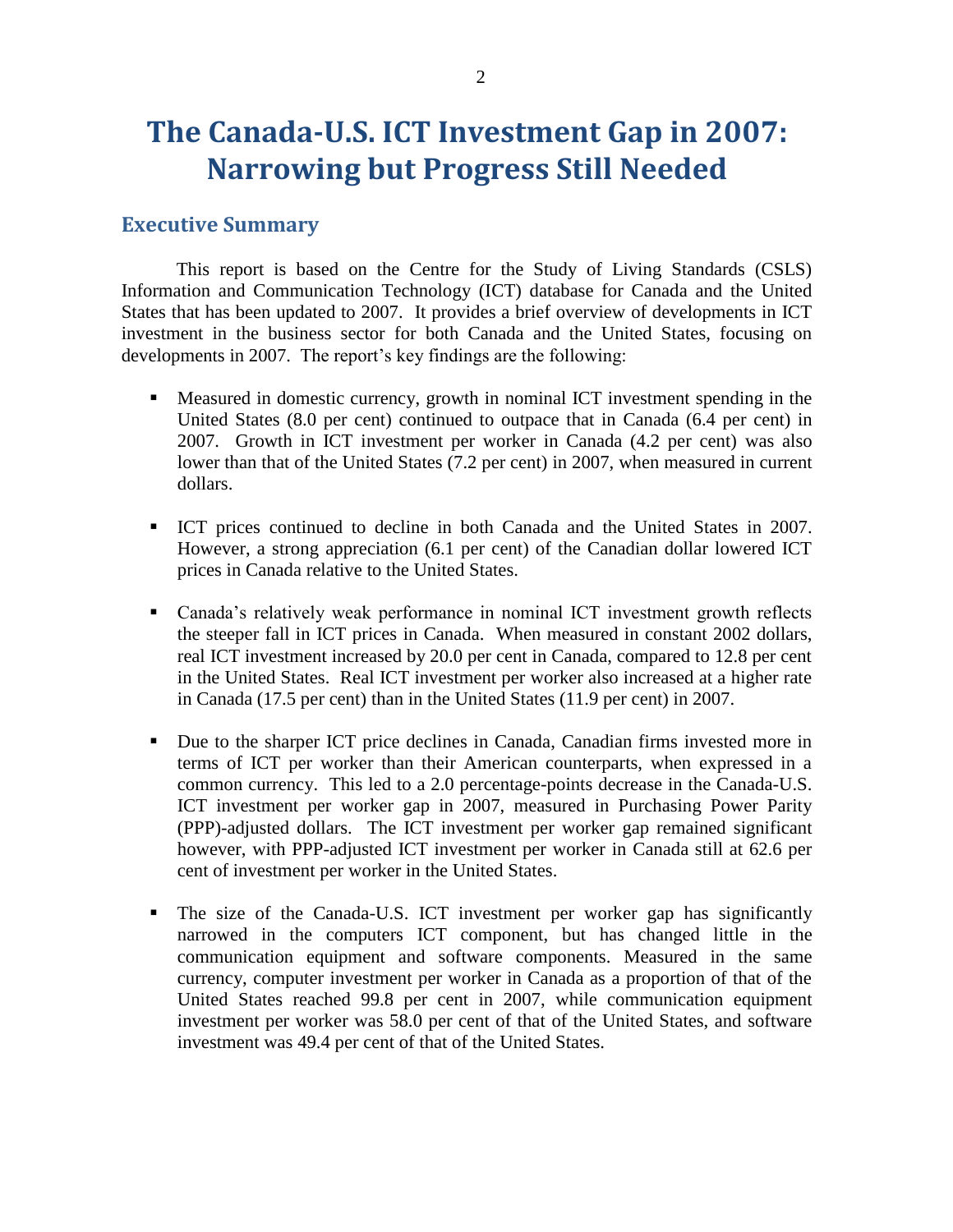# The Canada-U.S. ICT Investment Gap in 2007: Narrowing but Progress Still Needed

## Executive Summary

This report is based on the Centre for the Study of Living Standards (CSLS) Information and Communication Technology (ICT) database for Canada and the United States that has been updated to 2007. It provides a brief overview of developments in ICT investment in the business sector for both Canada and the United States, focusing on developments in 2007. The report's key findings are the following:

- Measured in domestic currency, growth in nominal ICT investment spending in the United States (8.0 per cent) continued to outpace that in Canada (6.4 per cent) in 2007. Growth in ICT investment per worker in Canada (4.2 per cent) was also lower than that of the United States (7.2 per cent) in 2007, when measured in current dollars.
- ICT prices continued to decline in both Canada and the United States in 2007. However, a strong appreciation (6.1 per cent) of the Canadian dollar lowered ICT prices in Canada relative to the United States.
- Canada's relatively weak performance in nominal ICT investment growth reflects the steeper fall in ICT prices in Canada. When measured in constant 2002 dollars, real ICT investment increased by 20.0 per cent in Canada, compared to 12.8 per cent in the United States. Real ICT investment per worker also increased at a higher rate in Canada (17.5 per cent) than in the United States (11.9 per cent) in 2007.
- Due to the sharper ICT price declines in Canada, Canadian firms invested more in terms of ICT per worker than their American counterparts, when expressed in a common currency. This led to a 2.0 percentage-points decrease in the Canada-U.S. ICT investment per worker gap in 2007, measured in Purchasing Power Parity (PPP)-adjusted dollars. The ICT investment per worker gap remained significant however, with PPP-adjusted ICT investment per worker in Canada still at 62.6 per cent of investment per worker in the United States.
- The size of the Canada-U.S. ICT investment per worker gap has significantly narrowed in the computers ICT component, but has changed little in the communication equipment and software components. Measured in the same currency, computer investment per worker in Canada as a proportion of that of the United States reached 99.8 per cent in 2007, while communication equipment investment per worker was 58.0 per cent of that of the United States, and software investment was 49.4 per cent of that of the United States.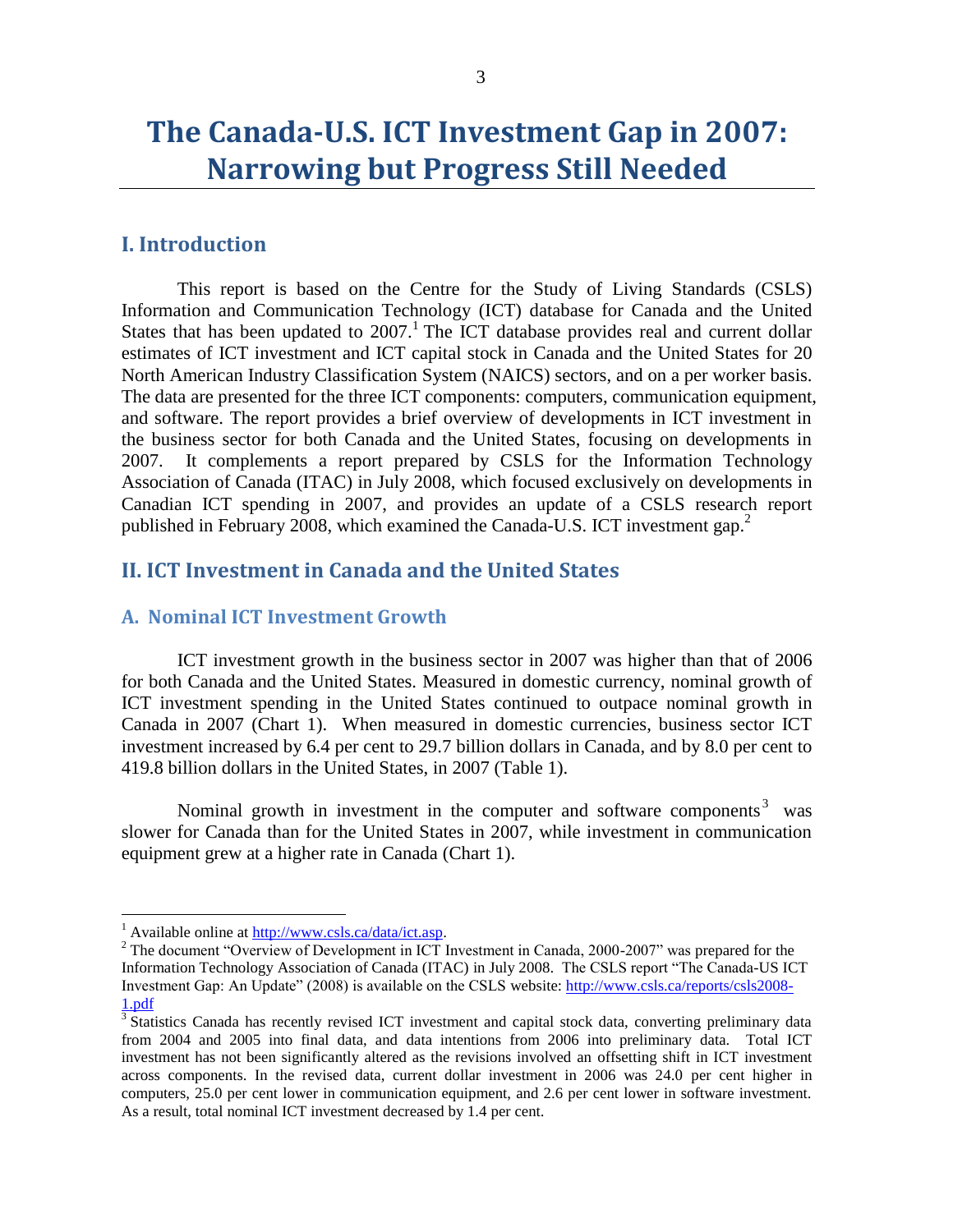# The Canada-U.S. ICT Investment Gap in 2007: Narrowing but Progress Still Needed

## I. Introduction

This report is based on the Centre for the Study of Living Standards (CSLS) Information and Communication Technology (ICT) database for Canada and the United States that has been updated to 2007.[1] The ICT database provides real and current dollar estimates of ICT investment and ICT capital stock in Canada and the United States for 20 North American Industry Classification System (NAICS) sectors, and on a per worker basis. The data are presented for the three ICT components: computers, communication equipment, and software. The report provides a brief overview of developments in ICT investment in the business sector for both Canada and the United States, focusing on developments in 2007. It complements a report prepared by CSLS for the Information Technology Association of Canada (ITAC) in July 2008, which focused exclusively on developments in Canadian ICT spending in 2007, and provides an update of a CSLS research report published in February 2008, which examined the Canada-U.S. ICT investment gap.[2]

## II. ICT Investment in Canada and the United States

### A. Nominal ICT Investment Growth

ICT investment growth in the business sector in 2007 was higher than that of 2006 for both Canada and the United States. Measured in domestic currency, nominal growth of ICT investment spending in the United States continued to outpace nominal growth in Canada in 2007 (Chart 1). When measured in domestic currencies, business sector ICT investment increased by 6.4 per cent to 29.7 billion dollars in Canada, and by 8.0 per cent to 419.8 billion dollars in the United States, in 2007 (Table 1).

Nominal growth in investment in the computer and software components[3] was slower for Canada than for the United States in 2007, while investment in communication equipment grew at a higher rate in Canada (Chart 1).

---

[1] Available online at http://www.csls.ca/data/ict.asp.

[2] The document "Overview of Development in ICT Investment in Canada, 2000-2007" was prepared for the Information Technology Association of Canada (ITAC) in July 2008. The CSLS report "The Canada-US ICT Investment Gap: An Update" (2008) is available on the CSLS website: http://www.csls.ca/reports/csls2008-1.pdf

[3] Statistics Canada has recently revised ICT investment and capital stock data, converting preliminary data from 2004 and 2005 into final data, and data intentions from 2006 into preliminary data. Total ICT investment has not been significantly altered as the revisions involved an offsetting shift in ICT investment across components. In the revised data, current dollar investment in 2006 was 24.0 per cent higher in computers, 25.0 per cent lower in communication equipment, and 2.6 per cent lower in software investment. As a result, total nominal ICT investment decreased by 1.4 per cent.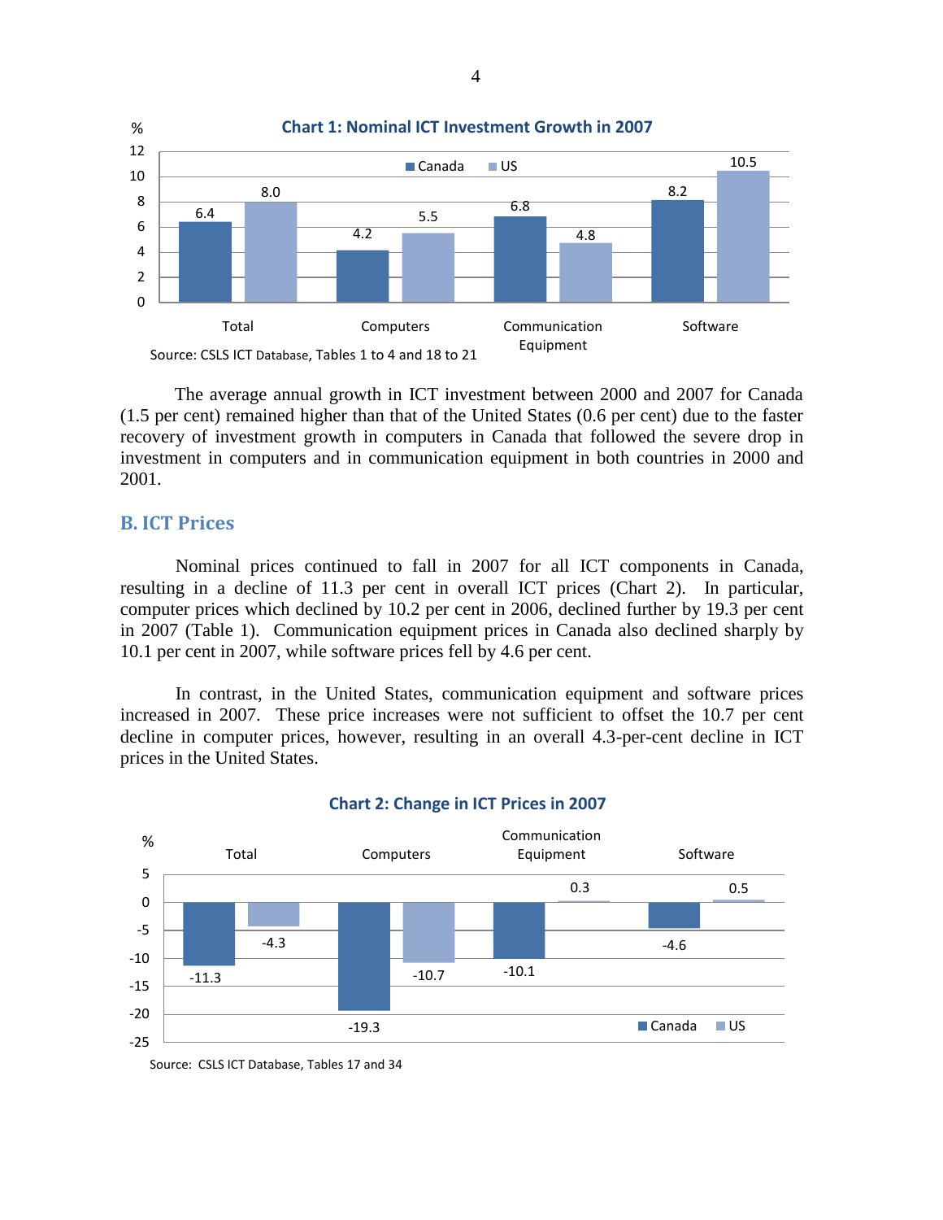**Chart 1: Nominal ICT Investment Growth in 2007**

| % | Total | Computers | Communication Equipment | Software |
|---|---|---|---|---|
| Canada | 6.4 | 4.2 | 6.8 | 8.2 |
| US | 8.0 | 5.5 | 4.8 | 10.5 |

Source: CSLS ICT Database, Tables 1 to 4 and 18 to 21

The average annual growth in ICT investment between 2000 and 2007 for Canada (1.5 per cent) remained higher than that of the United States (0.6 per cent) due to the faster recovery of investment growth in computers in Canada that followed the severe drop in investment in computers and in communication equipment in both countries in 2000 and 2001.

## B. ICT Prices

Nominal prices continued to fall in 2007 for all ICT components in Canada, resulting in a decline of 11.3 per cent in overall ICT prices (Chart 2). In particular, computer prices which declined by 10.2 per cent in 2006, declined further by 19.3 per cent in 2007 (Table 1). Communication equipment prices in Canada also declined sharply by 10.1 per cent in 2007, while software prices fell by 4.6 per cent.

In contrast, in the United States, communication equipment and software prices increased in 2007. These price increases were not sufficient to offset the 10.7 per cent decline in computer prices, however, resulting in an overall 4.3-per-cent decline in ICT prices in the United States.

**Chart 2: Change in ICT Prices in 2007**

| % | Total | Computers | Communication Equipment | Software |
|---|---|---|---|---|
| Canada | -11.3 | -19.3 | -10.1 | -4.6 |
| US | -4.3 | -10.7 | 0.3 | 0.5 |

Source: CSLS ICT Database, Tables 17 and 34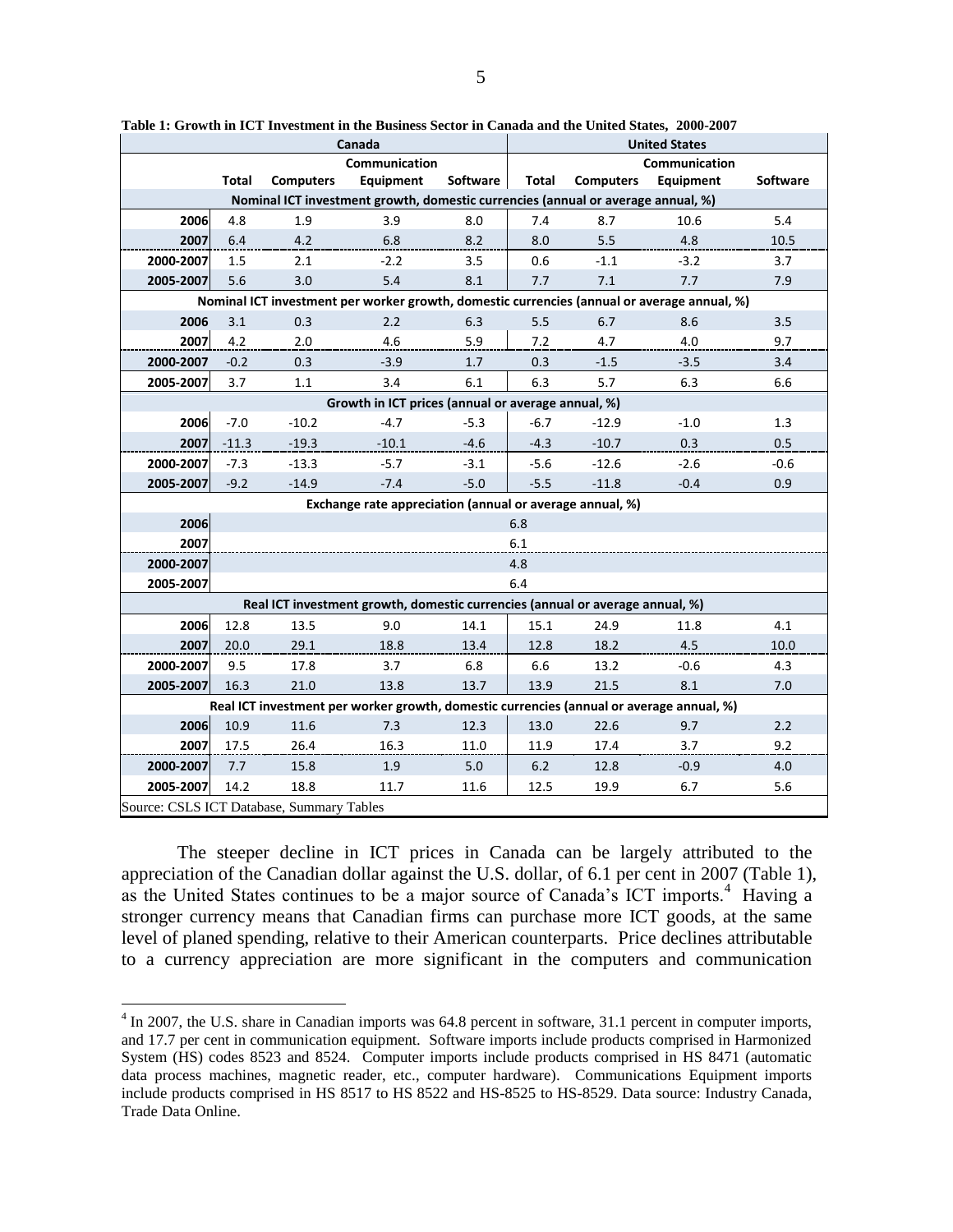**Table 1: Growth in ICT Investment in the Business Sector in Canada and the United States, 2000-2007**

| | Canada | | | | United States | | | |
|---|---|---|---|---|---|---|---|---|
| | Total | Computers | Communication Equipment | Software | Total | Computers | Communication Equipment | Software |
| **Nominal ICT investment growth, domestic currencies (annual or average annual, %)** | | | | | | | | |
| 2006 | 4.8 | 1.9 | 3.9 | 8.0 | 7.4 | 8.7 | 10.6 | 5.4 |
| 2007 | 6.4 | 4.2 | 6.8 | 8.2 | 8.0 | 5.5 | 4.8 | 10.5 |
| 2000-2007 | 1.5 | 2.1 | -2.2 | 3.5 | 0.6 | -1.1 | -3.2 | 3.7 |
| 2005-2007 | 5.6 | 3.0 | 5.4 | 8.1 | 7.7 | 7.1 | 7.7 | 7.9 |
| **Nominal ICT investment per worker growth, domestic currencies (annual or average annual, %)** | | | | | | | | |
| 2006 | 3.1 | 0.3 | 2.2 | 6.3 | 5.5 | 6.7 | 8.6 | 3.5 |
| 2007 | 4.2 | 2.0 | 4.6 | 5.9 | 7.2 | 4.7 | 4.0 | 9.7 |
| 2000-2007 | -0.2 | 0.3 | -3.9 | 1.7 | 0.3 | -1.5 | -3.5 | 3.4 |
| 2005-2007 | 3.7 | 1.1 | 3.4 | 6.1 | 6.3 | 5.7 | 6.3 | 6.6 |
| **Growth in ICT prices (annual or average annual, %)** | | | | | | | | |
| 2006 | -7.0 | -10.2 | -4.7 | -5.3 | -6.7 | -12.9 | -1.0 | 1.3 |
| 2007 | -11.3 | -19.3 | -10.1 | -4.6 | -4.3 | -10.7 | 0.3 | 0.5 |
| 2000-2007 | -7.3 | -13.3 | -5.7 | -3.1 | -5.6 | -12.6 | -2.6 | -0.6 |
| 2005-2007 | -9.2 | -14.9 | -7.4 | -5.0 | -5.5 | -11.8 | -0.4 | 0.9 |
| **Exchange rate appreciation (annual or average annual, %)** | | | | | | | | |
| 2006 | 6.8 | | | | | | | |
| 2007 | 6.1 | | | | | | | |
| 2000-2007 | 4.8 | | | | | | | |
| 2005-2007 | 6.4 | | | | | | | |
| **Real ICT investment growth, domestic currencies (annual or average annual, %)** | | | | | | | | |
| 2006 | 12.8 | 13.5 | 9.0 | 14.1 | 15.1 | 24.9 | 11.8 | 4.1 |
| 2007 | 20.0 | 29.1 | 18.8 | 13.4 | 12.8 | 18.2 | 4.5 | 10.0 |
| 2000-2007 | 9.5 | 17.8 | 3.7 | 6.8 | 6.6 | 13.2 | -0.6 | 4.3 |
| 2005-2007 | 16.3 | 21.0 | 13.8 | 13.7 | 13.9 | 21.5 | 8.1 | 7.0 |
| **Real ICT investment per worker growth, domestic currencies (annual or average annual, %)** | | | | | | | | |
| 2006 | 10.9 | 11.6 | 7.3 | 12.3 | 13.0 | 22.6 | 9.7 | 2.2 |
| 2007 | 17.5 | 26.4 | 16.3 | 11.0 | 11.9 | 17.4 | 3.7 | 9.2 |
| 2000-2007 | 7.7 | 15.8 | 1.9 | 5.0 | 6.2 | 12.8 | -0.9 | 4.0 |
| 2005-2007 | 14.2 | 18.8 | 11.7 | 11.6 | 12.5 | 19.9 | 6.7 | 5.6 |

Source: CSLS ICT Database, Summary Tables

The steeper decline in ICT prices in Canada can be largely attributed to the appreciation of the Canadian dollar against the U.S. dollar, of 6.1 per cent in 2007 (Table 1), as the United States continues to be a major source of Canada's ICT imports.[4] Having a stronger currency means that Canadian firms can purchase more ICT goods, at the same level of planed spending, relative to their American counterparts. Price declines attributable to a currency appreciation are more significant in the computers and communication

[4] In 2007, the U.S. share in Canadian imports was 64.8 percent in software, 31.1 percent in computer imports, and 17.7 per cent in communication equipment. Software imports include products comprised in Harmonized System (HS) codes 8523 and 8524. Computer imports include products comprised in HS 8471 (automatic data process machines, magnetic reader, etc., computer hardware). Communications Equipment imports include products comprised in HS 8517 to HS 8522 and HS-8525 to HS-8529. Data source: Industry Canada, Trade Data Online.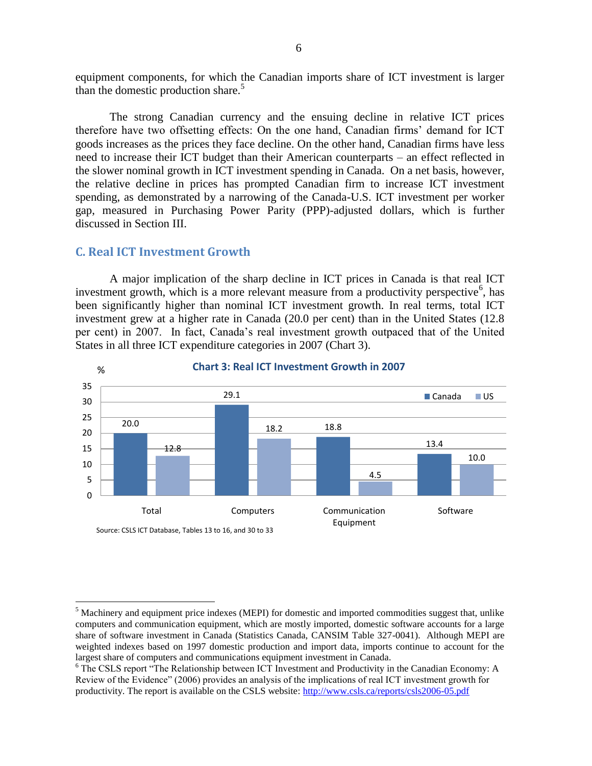equipment components, for which the Canadian imports share of ICT investment is larger than the domestic production share.[5]

The strong Canadian currency and the ensuing decline in relative ICT prices therefore have two offsetting effects: On the one hand, Canadian firms' demand for ICT goods increases as the prices they face decline. On the other hand, Canadian firms have less need to increase their ICT budget than their American counterparts – an effect reflected in the slower nominal growth in ICT investment spending in Canada. On a net basis, however, the relative decline in prices has prompted Canadian firm to increase ICT investment spending, as demonstrated by a narrowing of the Canada-U.S. ICT investment per worker gap, measured in Purchasing Power Parity (PPP)-adjusted dollars, which is further discussed in Section III.

## C. Real ICT Investment Growth

A major implication of the sharp decline in ICT prices in Canada is that real ICT investment growth, which is a more relevant measure from a productivity perspective[6], has been significantly higher than nominal ICT investment growth. In real terms, total ICT investment grew at a higher rate in Canada (20.0 per cent) than in the United States (12.8 per cent) in 2007. In fact, Canada's real investment growth outpaced that of the United States in all three ICT expenditure categories in 2007 (Chart 3).

**Chart 3: Real ICT Investment Growth in 2007**

| % | Canada | US |
|---|---|---|
| Total | 20.0 | 12.8 |
| Computers | 29.1 | 18.2 |
| Communication Equipment | 18.8 | 4.5 |
| Software | 13.4 | 10.0 |

Source: CSLS ICT Database, Tables 13 to 16, and 30 to 33

---

[5] Machinery and equipment price indexes (MEPI) for domestic and imported commodities suggest that, unlike computers and communication equipment, which are mostly imported, domestic software accounts for a large share of software investment in Canada (Statistics Canada, CANSIM Table 327-0041). Although MEPI are weighted indexes based on 1997 domestic production and import data, imports continue to account for the largest share of computers and communications equipment investment in Canada.

[6] The CSLS report "The Relationship between ICT Investment and Productivity in the Canadian Economy: A Review of the Evidence" (2006) provides an analysis of the implications of real ICT investment growth for productivity. The report is available on the CSLS website: http://www.csls.ca/reports/csls2006-05.pdf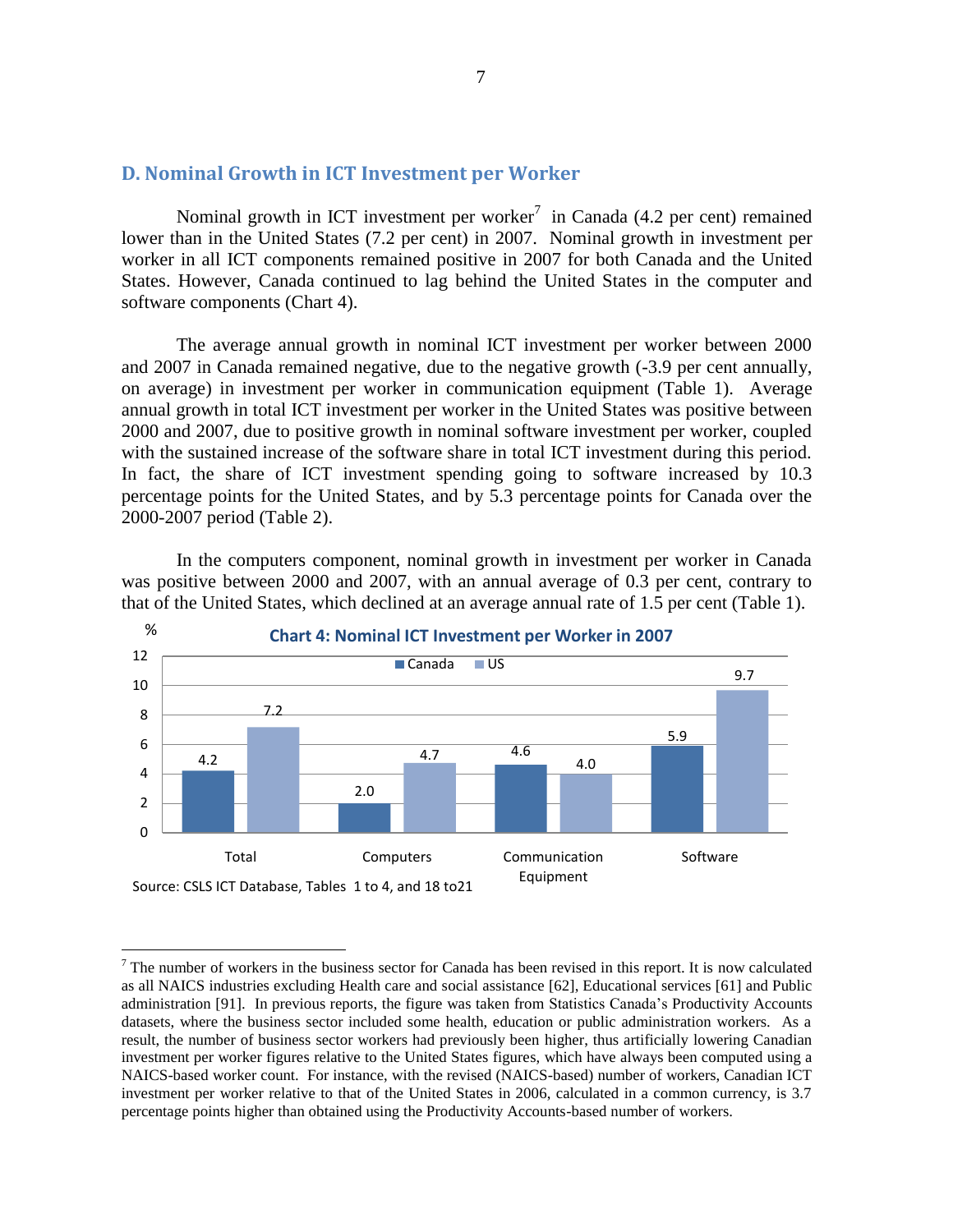## D. Nominal Growth in ICT Investment per Worker

Nominal growth in ICT investment per worker[7] in Canada (4.2 per cent) remained lower than in the United States (7.2 per cent) in 2007. Nominal growth in investment per worker in all ICT components remained positive in 2007 for both Canada and the United States. However, Canada continued to lag behind the United States in the computer and software components (Chart 4).

The average annual growth in nominal ICT investment per worker between 2000 and 2007 in Canada remained negative, due to the negative growth (-3.9 per cent annually, on average) in investment per worker in communication equipment (Table 1). Average annual growth in total ICT investment per worker in the United States was positive between 2000 and 2007, due to positive growth in nominal software investment per worker, coupled with the sustained increase of the software share in total ICT investment during this period. In fact, the share of ICT investment spending going to software increased by 10.3 percentage points for the United States, and by 5.3 percentage points for Canada over the 2000-2007 period (Table 2).

In the computers component, nominal growth in investment per worker in Canada was positive between 2000 and 2007, with an annual average of 0.3 per cent, contrary to that of the United States, which declined at an average annual rate of 1.5 per cent (Table 1).

**Chart 4: Nominal ICT Investment per Worker in 2007**

| % | Canada | US |
|---|---|---|
| Total | 4.2 | 7.2 |
| Computers | 2.0 | 4.7 |
| Communication Equipment | 4.6 | 4.0 |
| Software | 5.9 | 9.7 |

Source: CSLS ICT Database, Tables 1 to 4, and 18 to21

---

[7] The number of workers in the business sector for Canada has been revised in this report. It is now calculated as all NAICS industries excluding Health care and social assistance [62], Educational services [61] and Public administration [91]. In previous reports, the figure was taken from Statistics Canada's Productivity Accounts datasets, where the business sector included some health, education or public administration workers. As a result, the number of business sector workers had previously been higher, thus artificially lowering Canadian investment per worker figures relative to the United States figures, which have always been computed using a NAICS-based worker count. For instance, with the revised (NAICS-based) number of workers, Canadian ICT investment per worker relative to that of the United States in 2006, calculated in a common currency, is 3.7 percentage points higher than obtained using the Productivity Accounts-based number of workers.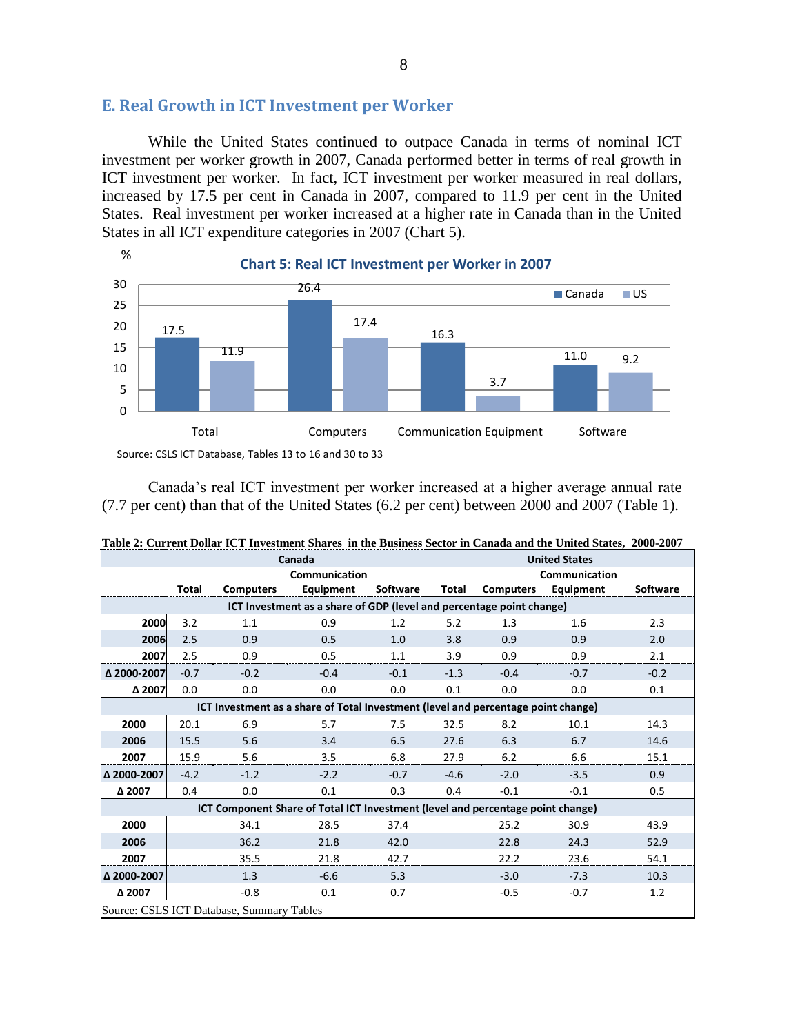## E. Real Growth in ICT Investment per Worker

While the United States continued to outpace Canada in terms of nominal ICT investment per worker growth in 2007, Canada performed better in terms of real growth in ICT investment per worker. In fact, ICT investment per worker measured in real dollars, increased by 17.5 per cent in Canada in 2007, compared to 11.9 per cent in the United States. Real investment per worker increased at a higher rate in Canada than in the United States in all ICT expenditure categories in 2007 (Chart 5).

**Chart 5: Real ICT Investment per Worker in 2007**

| % | Total | Computers | Communication Equipment | Software |
|---|---|---|---|---|
| Canada | 17.5 | 26.4 | 16.3 | 11.0 |
| US | 11.9 | 17.4 | 3.7 | 9.2 |

Source: CSLS ICT Database, Tables 13 to 16 and 30 to 33

Canada's real ICT investment per worker increased at a higher average annual rate (7.7 per cent) than that of the United States (6.2 per cent) between 2000 and 2007 (Table 1).

**Table 2: Current Dollar ICT Investment Shares in the Business Sector in Canada and the United States, 2000-2007**

| | Canada | | | | United States | | | |
|---|---|---|---|---|---|---|---|---|
| | Total | Computers | Communication Equipment | Software | Total | Computers | Communication Equipment | Software |
| **ICT Investment as a share of GDP (level and percentage point change)** | | | | | | | | |
| 2000 | 3.2 | 1.1 | 0.9 | 1.2 | 5.2 | 1.3 | 1.6 | 2.3 |
| 2006 | 2.5 | 0.9 | 0.5 | 1.0 | 3.8 | 0.9 | 0.9 | 2.0 |
| 2007 | 2.5 | 0.9 | 0.5 | 1.1 | 3.9 | 0.9 | 0.9 | 2.1 |
| Δ 2000-2007 | -0.7 | -0.2 | -0.4 | -0.1 | -1.3 | -0.4 | -0.7 | -0.2 |
| Δ 2007 | 0.0 | 0.0 | 0.0 | 0.0 | 0.1 | 0.0 | 0.0 | 0.1 |
| **ICT Investment as a share of Total Investment (level and percentage point change)** | | | | | | | | |
| 2000 | 20.1 | 6.9 | 5.7 | 7.5 | 32.5 | 8.2 | 10.1 | 14.3 |
| 2006 | 15.5 | 5.6 | 3.4 | 6.5 | 27.6 | 6.3 | 6.7 | 14.6 |
| 2007 | 15.9 | 5.6 | 3.5 | 6.8 | 27.9 | 6.2 | 6.6 | 15.1 |
| Δ 2000-2007 | -4.2 | -1.2 | -2.2 | -0.7 | -4.6 | -2.0 | -3.5 | 0.9 |
| Δ 2007 | 0.4 | 0.0 | 0.1 | 0.3 | 0.4 | -0.1 | -0.1 | 0.5 |
| **ICT Component Share of Total ICT Investment (level and percentage point change)** | | | | | | | | |
| 2000 | | 34.1 | 28.5 | 37.4 | | 25.2 | 30.9 | 43.9 |
| 2006 | | 36.2 | 21.8 | 42.0 | | 22.8 | 24.3 | 52.9 |
| 2007 | | 35.5 | 21.8 | 42.7 | | 22.2 | 23.6 | 54.1 |
| Δ 2000-2007 | | 1.3 | -6.6 | 5.3 | | -3.0 | -7.3 | 10.3 |
| Δ 2007 | | -0.8 | 0.1 | 0.7 | | -0.5 | -0.7 | 1.2 |

Source: CSLS ICT Database, Summary Tables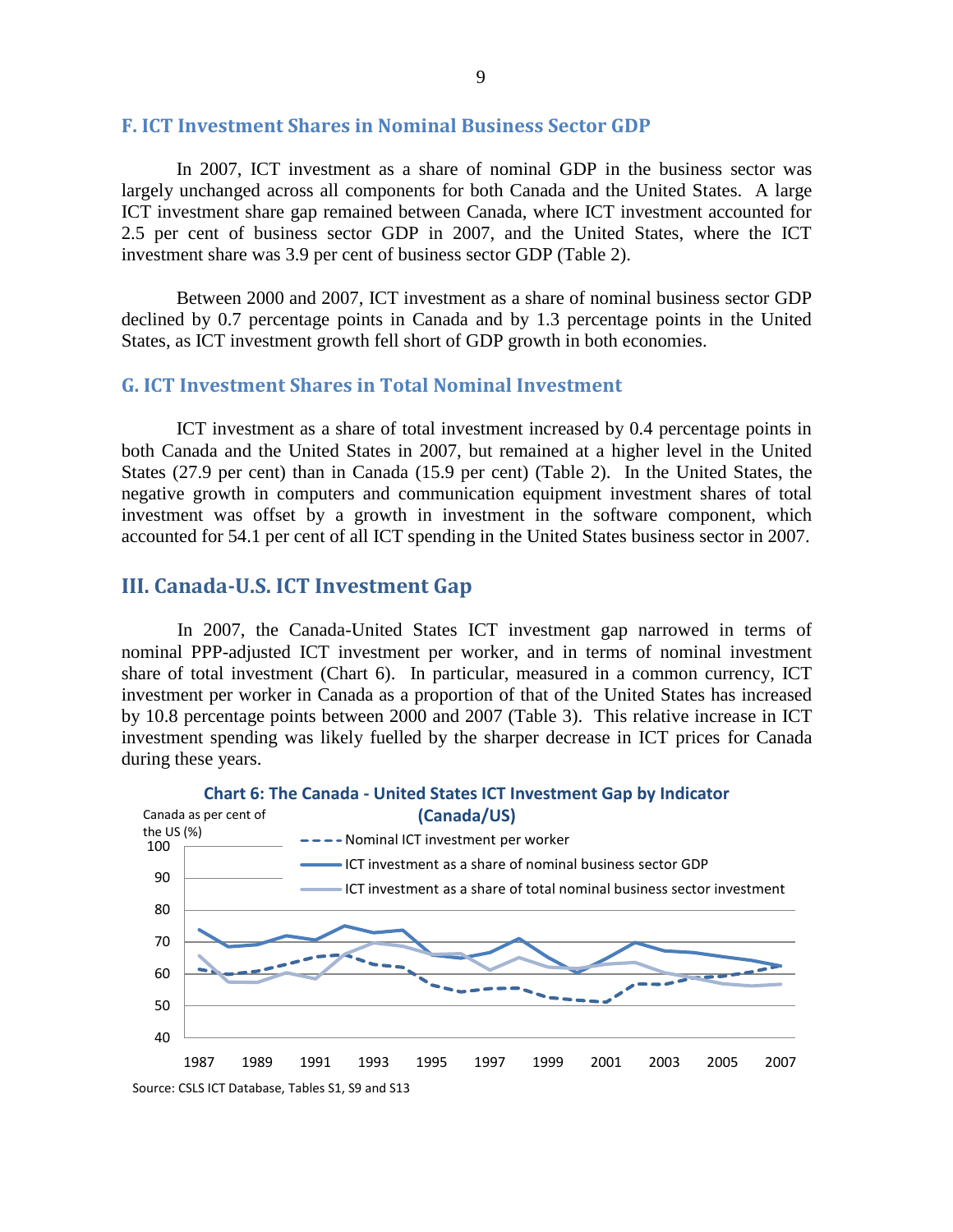### F. ICT Investment Shares in Nominal Business Sector GDP

In 2007, ICT investment as a share of nominal GDP in the business sector was largely unchanged across all components for both Canada and the United States. A large ICT investment share gap remained between Canada, where ICT investment accounted for 2.5 per cent of business sector GDP in 2007, and the United States, where the ICT investment share was 3.9 per cent of business sector GDP (Table 2).

Between 2000 and 2007, ICT investment as a share of nominal business sector GDP declined by 0.7 percentage points in Canada and by 1.3 percentage points in the United States, as ICT investment growth fell short of GDP growth in both economies.

### G. ICT Investment Shares in Total Nominal Investment

ICT investment as a share of total investment increased by 0.4 percentage points in both Canada and the United States in 2007, but remained at a higher level in the United States (27.9 per cent) than in Canada (15.9 per cent) (Table 2). In the United States, the negative growth in computers and communication equipment investment shares of total investment was offset by a growth in investment in the software component, which accounted for 54.1 per cent of all ICT spending in the United States business sector in 2007.

## III. Canada-U.S. ICT Investment Gap

In 2007, the Canada-United States ICT investment gap narrowed in terms of nominal PPP-adjusted ICT investment per worker, and in terms of nominal investment share of total investment (Chart 6). In particular, measured in a common currency, ICT investment per worker in Canada as a proportion of that of the United States has increased by 10.8 percentage points between 2000 and 2007 (Table 3). This relative increase in ICT investment spending was likely fuelled by the sharper decrease in ICT prices for Canada during these years.

**Chart 6: The Canada - United States ICT Investment Gap by Indicator (Canada/US)**

Source: CSLS ICT Database, Tables S1, S9 and S13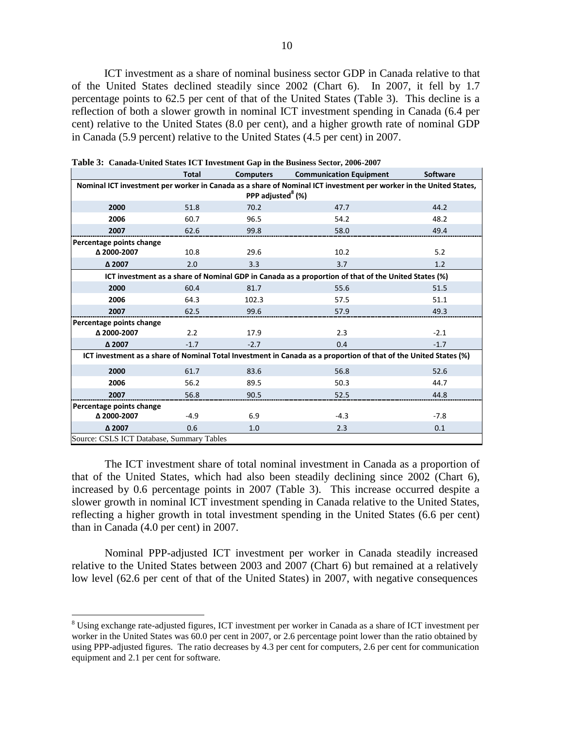ICT investment as a share of nominal business sector GDP in Canada relative to that of the United States declined steadily since 2002 (Chart 6). In 2007, it fell by 1.7 percentage points to 62.5 per cent of that of the United States (Table 3). This decline is a reflection of both a slower growth in nominal ICT investment spending in Canada (6.4 per cent) relative to the United States (8.0 per cent), and a higher growth rate of nominal GDP in Canada (5.9 percent) relative to the United States (4.5 per cent) in 2007.

**Table 3: Canada-United States ICT Investment Gap in the Business Sector, 2006-2007**

| | Total | Computers | Communication Equipment | Software |
|---|---|---|---|---|
| **Nominal ICT investment per worker in Canada as a share of Nominal ICT investment per worker in the United States, PPP adjusted[8] (%)** | | | | |
| **2000** | 51.8 | 70.2 | 47.7 | 44.2 |
| **2006** | 60.7 | 96.5 | 54.2 | 48.2 |
| **2007** | 62.6 | 99.8 | 58.0 | 49.4 |
| **Percentage points change** | | | | |
| **Δ 2000-2007** | 10.8 | 29.6 | 10.2 | 5.2 |
| **Δ 2007** | 2.0 | 3.3 | 3.7 | 1.2 |
| **ICT investment as a share of Nominal GDP in Canada as a proportion of that of the United States (%)** | | | | |
| **2000** | 60.4 | 81.7 | 55.6 | 51.5 |
| **2006** | 64.3 | 102.3 | 57.5 | 51.1 |
| **2007** | 62.5 | 99.6 | 57.9 | 49.3 |
| **Percentage points change** | | | | |
| **Δ 2000-2007** | 2.2 | 17.9 | 2.3 | -2.1 |
| **Δ 2007** | -1.7 | -2.7 | 0.4 | -1.7 |
| **ICT investment as a share of Nominal Total Investment in Canada as a proportion of that of the United States (%)** | | | | |
| **2000** | 61.7 | 83.6 | 56.8 | 52.6 |
| **2006** | 56.2 | 89.5 | 50.3 | 44.7 |
| **2007** | 56.8 | 90.5 | 52.5 | 44.8 |
| **Percentage points change** | | | | |
| **Δ 2000-2007** | -4.9 | 6.9 | -4.3 | -7.8 |
| **Δ 2007** | 0.6 | 1.0 | 2.3 | 0.1 |

Source: CSLS ICT Database, Summary Tables

The ICT investment share of total nominal investment in Canada as a proportion of that of the United States, which had also been steadily declining since 2002 (Chart 6), increased by 0.6 percentage points in 2007 (Table 3). This increase occurred despite a slower growth in nominal ICT investment spending in Canada relative to the United States, reflecting a higher growth in total investment spending in the United States (6.6 per cent) than in Canada (4.0 per cent) in 2007.

Nominal PPP-adjusted ICT investment per worker in Canada steadily increased relative to the United States between 2003 and 2007 (Chart 6) but remained at a relatively low level (62.6 per cent of that of the United States) in 2007, with negative consequences

[8] Using exchange rate-adjusted figures, ICT investment per worker in Canada as a share of ICT investment per worker in the United States was 60.0 per cent in 2007, or 2.6 percentage point lower than the ratio obtained by using PPP-adjusted figures. The ratio decreases by 4.3 per cent for computers, 2.6 per cent for communication equipment and 2.1 per cent for software.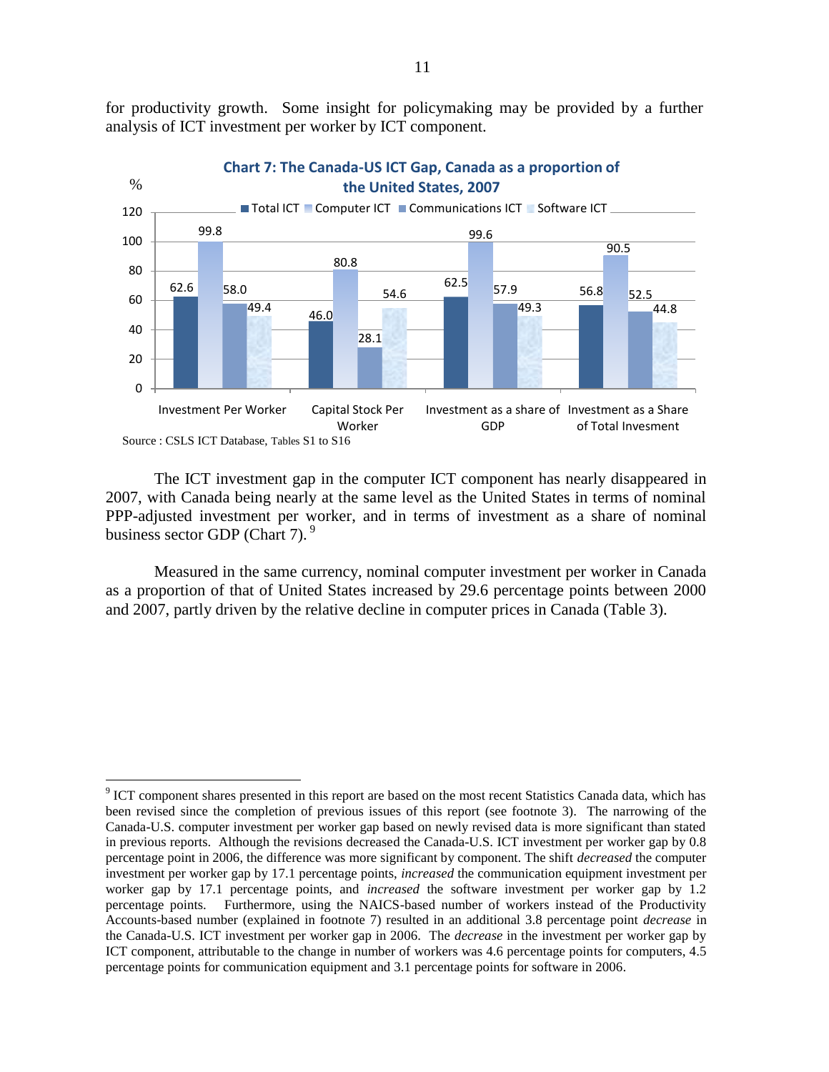for productivity growth. Some insight for policymaking may be provided by a further analysis of ICT investment per worker by ICT component.

**Chart 7: The Canada-US ICT Gap, Canada as a proportion of the United States, 2007**

| % | Total ICT | Computer ICT | Communications ICT | Software ICT |
|---|---|---|---|---|
| Investment Per Worker | 62.6 | 99.8 | 58.0 | 49.4 |
| Capital Stock Per Worker | 46.0 | 80.8 | 28.1 | 54.6 |
| Investment as a share of GDP | 62.5 | 99.6 | 57.9 | 49.3 |
| Investment as a Share of Total Invesment | 56.8 | 90.5 | 52.5 | 44.8 |

Source : CSLS ICT Database, Tables S1 to S16

The ICT investment gap in the computer ICT component has nearly disappeared in 2007, with Canada being nearly at the same level as the United States in terms of nominal PPP-adjusted investment per worker, and in terms of investment as a share of nominal business sector GDP (Chart 7). [9]

Measured in the same currency, nominal computer investment per worker in Canada as a proportion of that of United States increased by 29.6 percentage points between 2000 and 2007, partly driven by the relative decline in computer prices in Canada (Table 3).

---

[9] ICT component shares presented in this report are based on the most recent Statistics Canada data, which has been revised since the completion of previous issues of this report (see footnote 3). The narrowing of the Canada-U.S. computer investment per worker gap based on newly revised data is more significant than stated in previous reports. Although the revisions decreased the Canada-U.S. ICT investment per worker gap by 0.8 percentage point in 2006, the difference was more significant by component. The shift *decreased* the computer investment per worker gap by 17.1 percentage points, *increased* the communication equipment investment per worker gap by 17.1 percentage points, and *increased* the software investment per worker gap by 1.2 percentage points. Furthermore, using the NAICS-based number of workers instead of the Productivity Accounts-based number (explained in footnote 7) resulted in an additional 3.8 percentage point *decrease* in the Canada-U.S. ICT investment per worker gap in 2006. The *decrease* in the investment per worker gap by ICT component, attributable to the change in number of workers was 4.6 percentage points for computers, 4.5 percentage points for communication equipment and 3.1 percentage points for software in 2006.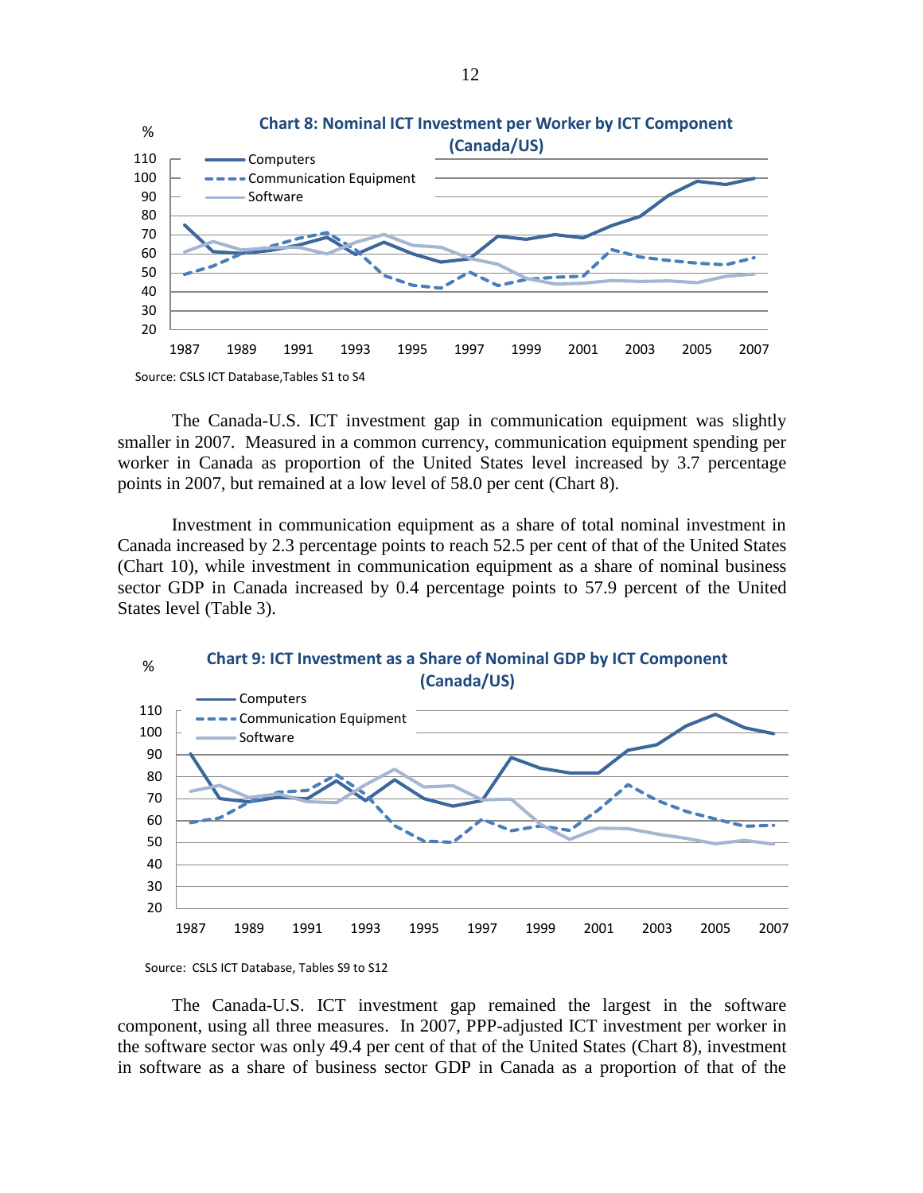**Chart 8: Nominal ICT Investment per Worker by ICT Component (Canada/US)**

Source: CSLS ICT Database,Tables S1 to S4

The Canada-U.S. ICT investment gap in communication equipment was slightly smaller in 2007. Measured in a common currency, communication equipment spending per worker in Canada as proportion of the United States level increased by 3.7 percentage points in 2007, but remained at a low level of 58.0 per cent (Chart 8).

Investment in communication equipment as a share of total nominal investment in Canada increased by 2.3 percentage points to reach 52.5 per cent of that of the United States (Chart 10), while investment in communication equipment as a share of nominal business sector GDP in Canada increased by 0.4 percentage points to 57.9 percent of the United States level (Table 3).

**Chart 9: ICT Investment as a Share of Nominal GDP by ICT Component (Canada/US)**

Source: CSLS ICT Database, Tables S9 to S12

The Canada-U.S. ICT investment gap remained the largest in the software component, using all three measures. In 2007, PPP-adjusted ICT investment per worker in the software sector was only 49.4 per cent of that of the United States (Chart 8), investment in software as a share of business sector GDP in Canada as a proportion of that of the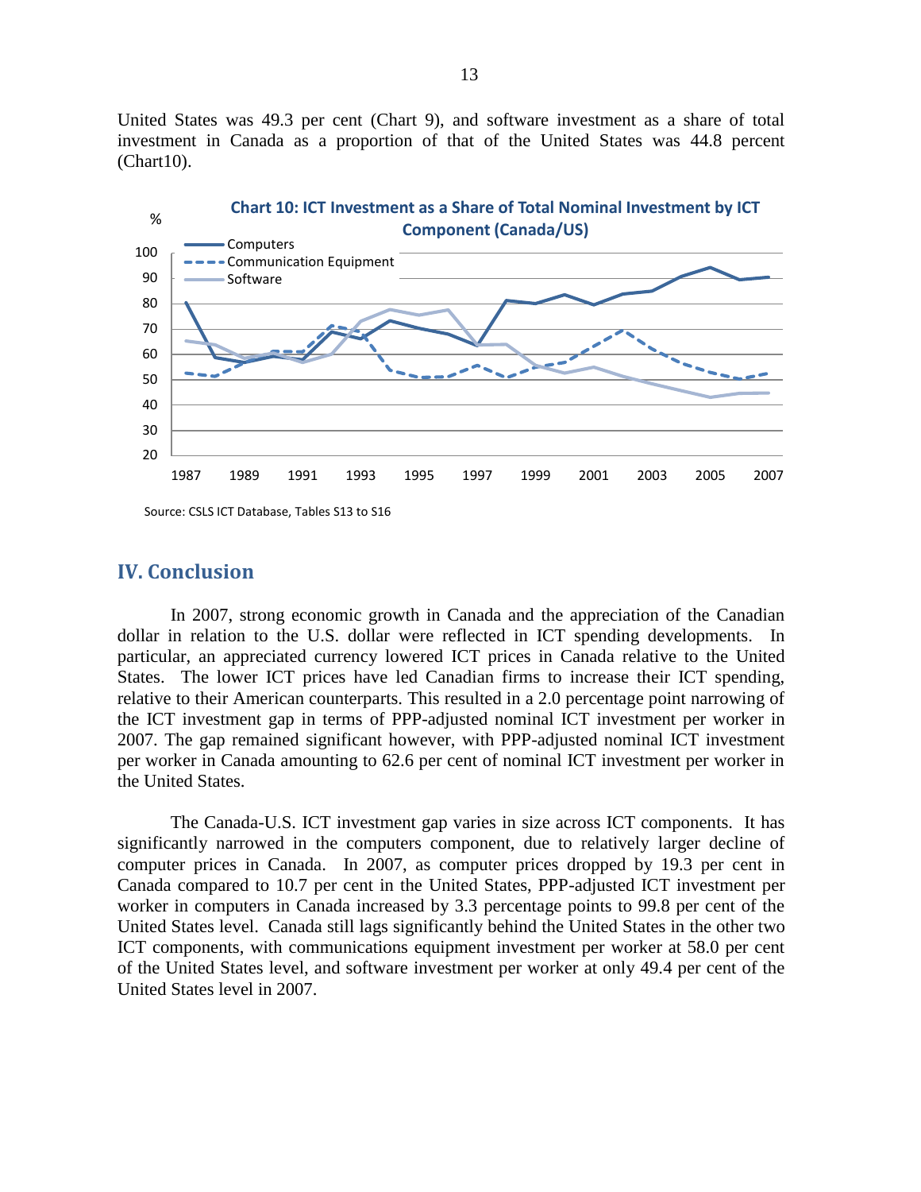United States was 49.3 per cent (Chart 9), and software investment as a share of total investment in Canada as a proportion of that of the United States was 44.8 percent (Chart10).

**Chart 10: ICT Investment as a Share of Total Nominal Investment by ICT Component (Canada/US)**

%

Computers
Communication Equipment
Software

100
90
80
70
60
50
40
30
20

1987 1989 1991 1993 1995 1997 1999 2001 2003 2005 2007

Source: CSLS ICT Database, Tables S13 to S16

## IV. Conclusion

In 2007, strong economic growth in Canada and the appreciation of the Canadian dollar in relation to the U.S. dollar were reflected in ICT spending developments. In particular, an appreciated currency lowered ICT prices in Canada relative to the United States. The lower ICT prices have led Canadian firms to increase their ICT spending, relative to their American counterparts. This resulted in a 2.0 percentage point narrowing of the ICT investment gap in terms of PPP-adjusted nominal ICT investment per worker in 2007. The gap remained significant however, with PPP-adjusted nominal ICT investment per worker in Canada amounting to 62.6 per cent of nominal ICT investment per worker in the United States.

The Canada-U.S. ICT investment gap varies in size across ICT components. It has significantly narrowed in the computers component, due to relatively larger decline of computer prices in Canada. In 2007, as computer prices dropped by 19.3 per cent in Canada compared to 10.7 per cent in the United States, PPP-adjusted ICT investment per worker in computers in Canada increased by 3.3 percentage points to 99.8 per cent of the United States level. Canada still lags significantly behind the United States in the other two ICT components, with communications equipment investment per worker at 58.0 per cent of the United States level, and software investment per worker at only 49.4 per cent of the United States level in 2007.